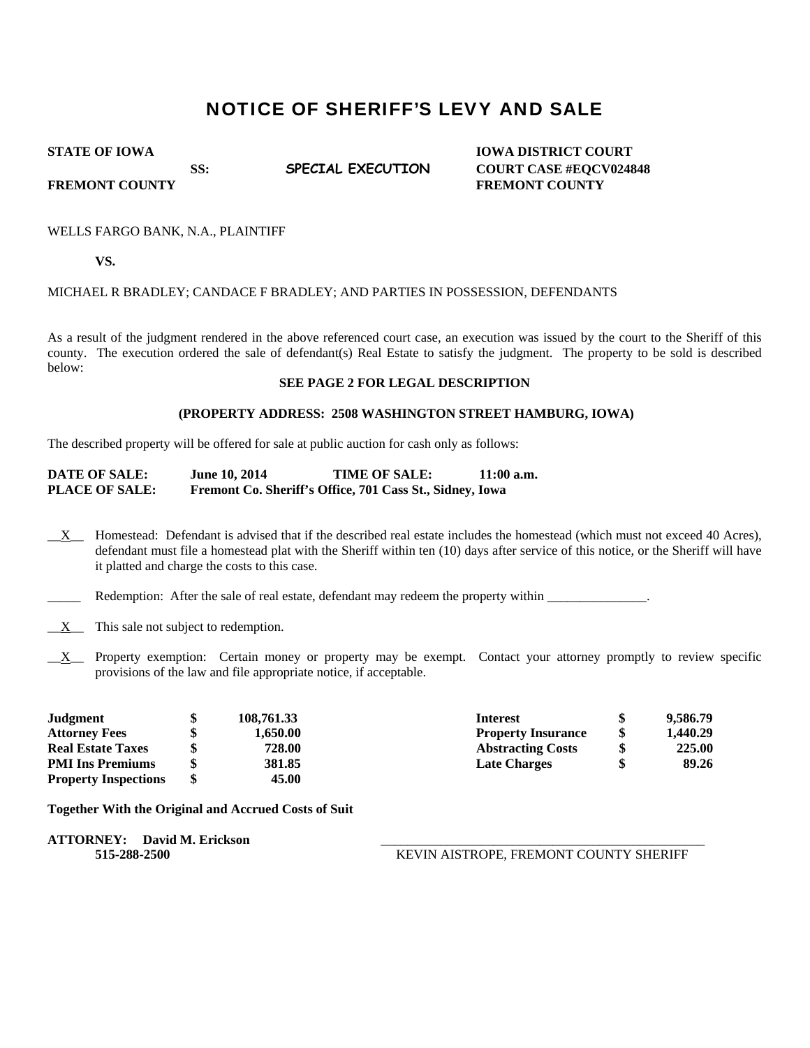# NOTICE OF SHERIFF'S LEVY AND SALE

| | | | |
|---|---|---|---|
| **STATE OF IOWA** | | | **IOWA DISTRICT COURT** |
| | **SS:** | **SPECIAL EXECUTION** | **COURT CASE #EQCV024848** |
| **FREMONT COUNTY** | | | **FREMONT COUNTY** |

WELLS FARGO BANK, N.A., PLAINTIFF

**VS.**

MICHAEL R BRADLEY; CANDACE F BRADLEY; AND PARTIES IN POSSESSION, DEFENDANTS

As a result of the judgment rendered in the above referenced court case, an execution was issued by the court to the Sheriff of this county. The execution ordered the sale of defendant(s) Real Estate to satisfy the judgment. The property to be sold is described below:

**SEE PAGE 2 FOR LEGAL DESCRIPTION**

**(PROPERTY ADDRESS: 2508 WASHINGTON STREET HAMBURG, IOWA)**

The described property will be offered for sale at public auction for cash only as follows:

**DATE OF SALE:** **June 10, 2014** **TIME OF SALE:** **11:00 a.m.**
**PLACE OF SALE:** **Fremont Co. Sheriff's Office, 701 Cass St., Sidney, Iowa**

__X__ Homestead: Defendant is advised that if the described real estate includes the homestead (which must not exceed 40 Acres), defendant must file a homestead plat with the Sheriff within ten (10) days after service of this notice, or the Sheriff will have it platted and charge the costs to this case.

_____ Redemption: After the sale of real estate, defendant may redeem the property within _______________.

__X__ This sale not subject to redemption.

__X__ Property exemption: Certain money or property may be exempt. Contact your attorney promptly to review specific provisions of the law and file appropriate notice, if acceptable.

| | | | | | |
|---|---|---|---|---|---|
| **Judgment** | **$** | **108,761.33** | **Interest** | **$** | **9,586.79** |
| **Attorney Fees** | **$** | **1,650.00** | **Property Insurance** | **$** | **1,440.29** |
| **Real Estate Taxes** | **$** | **728.00** | **Abstracting Costs** | **$** | **225.00** |
| **PMI Ins Premiums** | **$** | **381.85** | **Late Charges** | **$** | **89.26** |
| **Property Inspections** | **$** | **45.00** | | | |

**Together With the Original and Accrued Costs of Suit**

**ATTORNEY: David M. Erickson**
**515-288-2500**

_______________________________________________
KEVIN AISTROPE, FREMONT COUNTY SHERIFF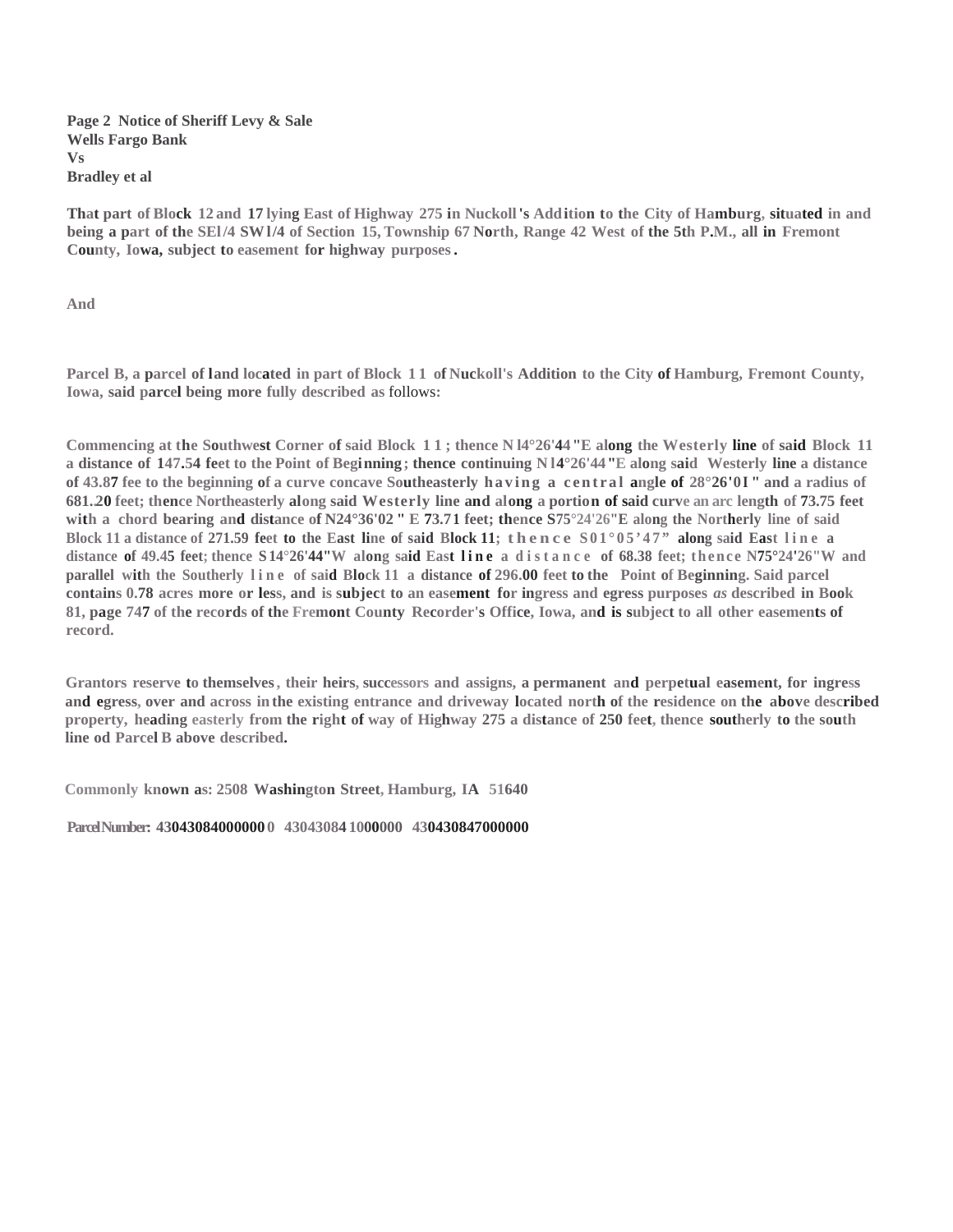**Page 2 Notice of Sheriff Levy & Sale**
**Wells Fargo Bank**
**Vs**
**Bradley et al**

**That part of Block 12 and 17 lying East of Highway 275 in Nuckoll's Addition to the City of Hamburg, situated in and being a part of the SE1/4 SW1/4 of Section 15, Township 67 North, Range 42 West of the 5th P.M., all in Fremont County, Iowa, subject to easement for highway purposes.**

**And**

**Parcel B, a parcel of land located in part of Block 11 of Nuckoll's Addition to the City of Hamburg, Fremont County, Iowa, said parcel being more fully described as** follows:

**Commencing at the Southwest Corner of said Block 11; thence N14°26'44"E along the Westerly line of said Block 11 a distance of 147.54 feet to the Point of Beginning; thence continuing N14°26'44"E along said Westerly line a distance of 43.87 fee to the beginning of a curve concave Southeasterly having a central angle of 28°26'01" and a radius of 681..20 feet; thence Northeasterly along said Westerly line and along a portion of said curve an arc length of 73.75 feet with a chord bearing and distance of N24°36'02" E 73.71 feet; thence S75°24'26"E along the Northerly line of said Block 11 a distance of 271.59 feet to the East line of said Block 11; thence S01°05'47" along said East line a distance of 49.45 feet; thence S14°26'44"W along said East line a distance of 68.38 feet; thence N75°24'26"W and parallel with the Southerly line of said Block 11 a distance of 296.00 feet to the Point of Beginning. Said parcel contains 0.78 acres more or less, and is subject to an easement for ingress and egress purposes *as* described in Book 81, page 747 of the records of the Fremont County Recorder's Office, Iowa, and is subject to all other easements of record.**

**Grantors reserve to themselves, their heirs, successors and assigns, a permanent and perpetual easement, for ingress and egress, over and across in the existing entrance and driveway located north of the residence on the above described property, heading easterly from the right of way of Highway 275 a distance of 250 feet, thence southerly to the south line od Parcel B above described.**

**Commonly known as: 2508 Washington Street, Hamburg, IA 51640**

**Parcel Number: 430430840000000 430430841000000 430430847000000**